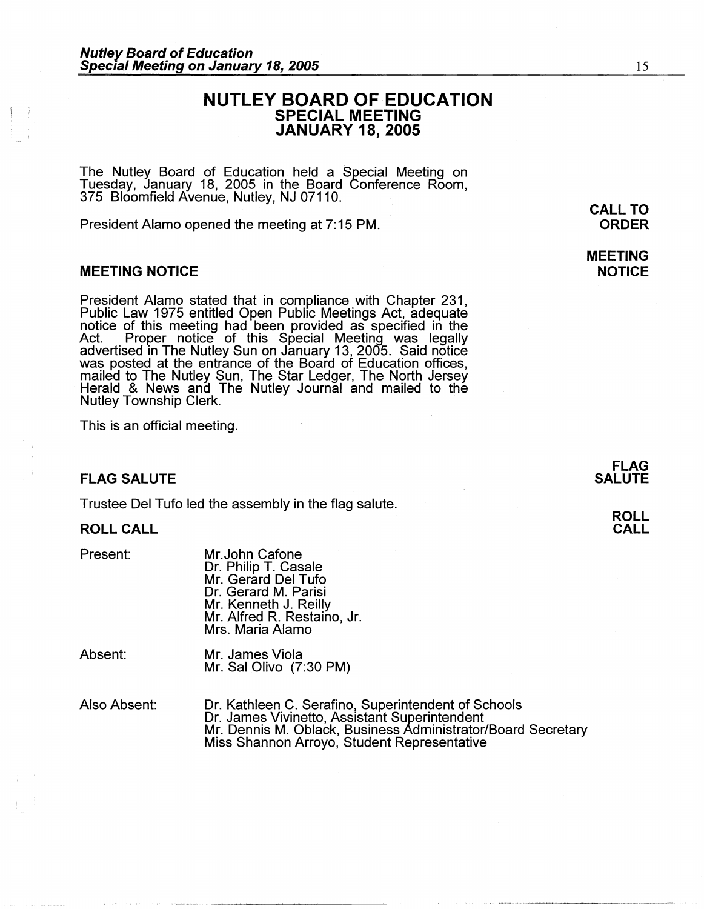# NUTLEY BOARD OF EDUCATION
## SPECIAL MEETING
## JANUARY 18, 2005

The Nutley Board of Education held a Special Meeting on Tuesday, January 18, 2005 in the Board Conference Room, 375 Bloomfield Avenue, Nutley, NJ 07110.

**CALL TO ORDER**

President Alamo opened the meeting at 7:15 PM.

### MEETING NOTICE

President Alamo stated that in compliance with Chapter 231, Public Law 1975 entitled Open Public Meetings Act, adequate notice of this meeting had been provided as specified in the Act. Proper notice of this Special Meeting was legally advertised in The Nutley Sun on January 13, 2005. Said notice was posted at the entrance of the Board of Education offices, mailed to The Nutley Sun, The Star Ledger, The North Jersey Herald & News and The Nutley Journal and mailed to the Nutley Township Clerk.

This is an official meeting.

### FLAG SALUTE

Trustee Del Tufo led the assembly in the flag salute.

### ROLL CALL

Present:

- Mr. John Cafone
- Dr. Philip T. Casale
- Mr. Gerard Del Tufo
- Dr. Gerard M. Parisi
- Mr. Kenneth J. Reilly
- Mr. Alfred R. Restaino, Jr.
- Mrs. Maria Alamo

Absent:

- Mr. James Viola
- Mr. Sal Olivo (7:30 PM)

Also Absent:

- Dr. Kathleen C. Serafino, Superintendent of Schools
- Dr. James Vivinetto, Assistant Superintendent
- Mr. Dennis M. Oblack, Business Administrator/Board Secretary
- Miss Shannon Arroyo, Student Representative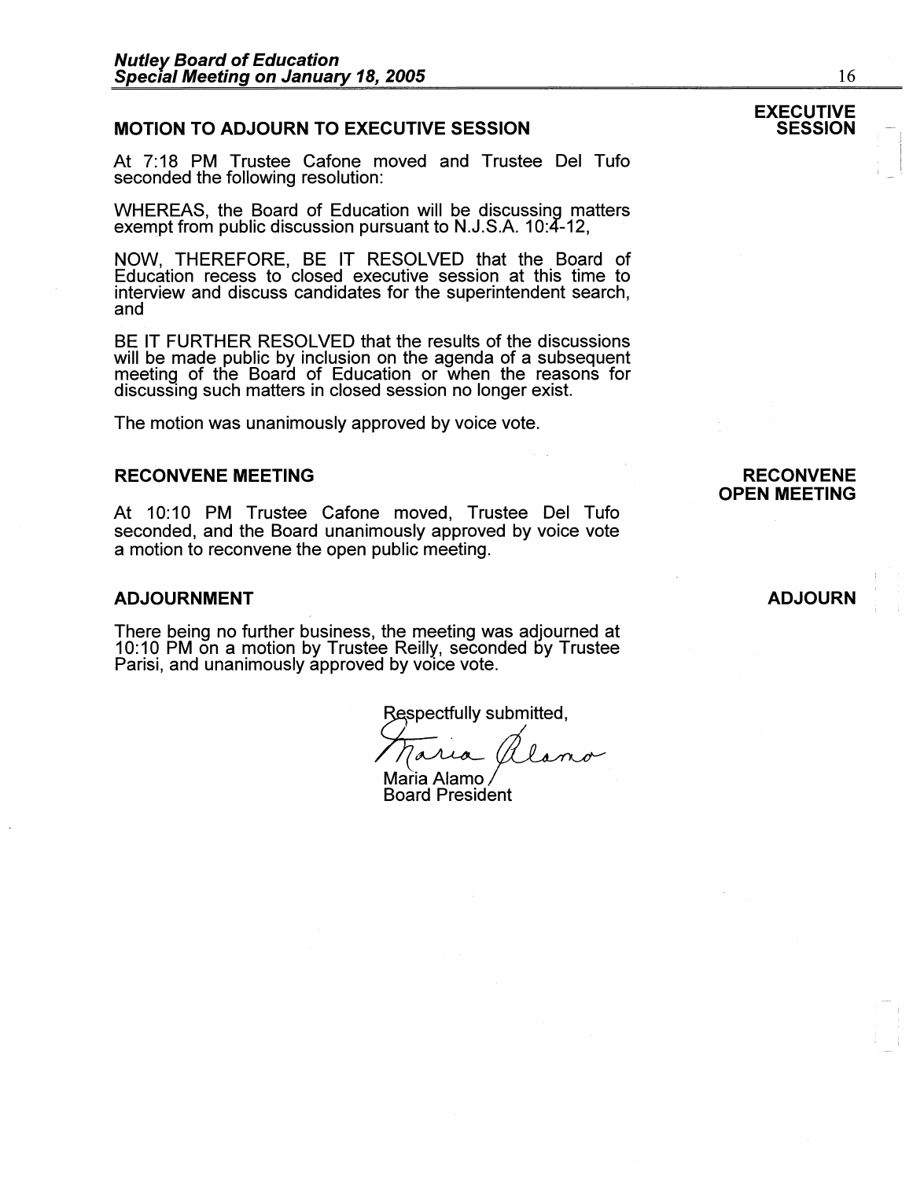## MOTION TO ADJOURN TO EXECUTIVE SESSION

**EXECUTIVE SESSION**

At 7:18 PM Trustee Cafone moved and Trustee Del Tufo seconded the following resolution:

WHEREAS, the Board of Education will be discussing matters exempt from public discussion pursuant to N.J.S.A. 10:4-12,

NOW, THEREFORE, BE IT RESOLVED that the Board of Education recess to closed executive session at this time to interview and discuss candidates for the superintendent search, and

BE IT FURTHER RESOLVED that the results of the discussions will be made public by inclusion on the agenda of a subsequent meeting of the Board of Education or when the reasons for discussing such matters in closed session no longer exist.

The motion was unanimously approved by voice vote.

## RECONVENE MEETING

**RECONVENE OPEN MEETING**

At 10:10 PM Trustee Cafone moved, Trustee Del Tufo seconded, and the Board unanimously approved by voice vote a motion to reconvene the open public meeting.

## ADJOURNMENT

**ADJOURN**

There being no further business, the meeting was adjourned at 10:10 PM on a motion by Trustee Reilly, seconded by Trustee Parisi, and unanimously approved by voice vote.

Respectfully submitted,

Maria Alamo
Board President